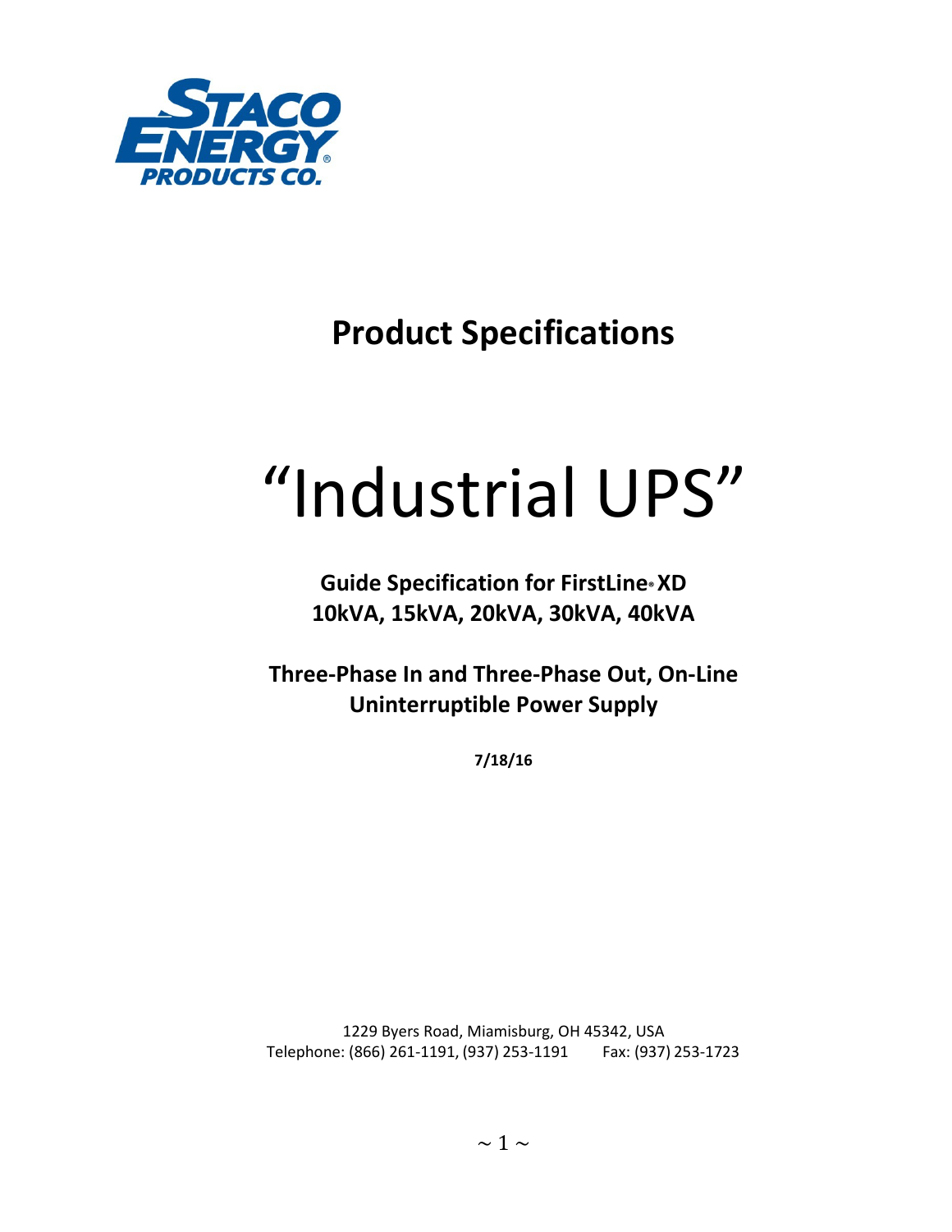STACO ENERGY PRODUCTS CO.

# Product Specifications

# "Industrial UPS"

**Guide Specification for FirstLine® XD**
**10kVA, 15kVA, 20kVA, 30kVA, 40kVA**

**Three-Phase In and Three-Phase Out, On-Line Uninterruptible Power Supply**

**7/18/16**

1229 Byers Road, Miamisburg, OH 45342, USA
Telephone: (866) 261-1191, (937) 253-1191 Fax: (937) 253-1723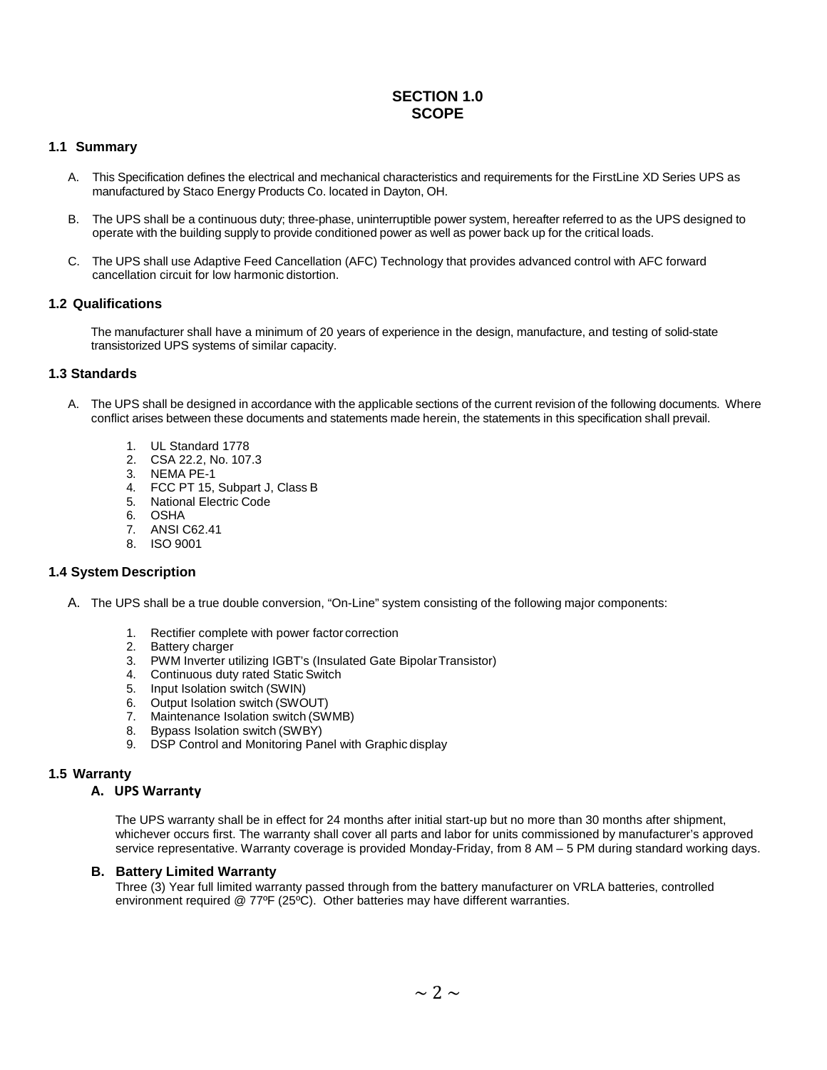# SECTION 1.0
# SCOPE

## 1.1 Summary

A. This Specification defines the electrical and mechanical characteristics and requirements for the FirstLine XD Series UPS as manufactured by Staco Energy Products Co. located in Dayton, OH.

B. The UPS shall be a continuous duty; three-phase, uninterruptible power system, hereafter referred to as the UPS designed to operate with the building supply to provide conditioned power as well as power back up for the critical loads.

C. The UPS shall use Adaptive Feed Cancellation (AFC) Technology that provides advanced control with AFC forward cancellation circuit for low harmonic distortion.

## 1.2 Qualifications

The manufacturer shall have a minimum of 20 years of experience in the design, manufacture, and testing of solid-state transistorized UPS systems of similar capacity.

## 1.3 Standards

A. The UPS shall be designed in accordance with the applicable sections of the current revision of the following documents. Where conflict arises between these documents and statements made herein, the statements in this specification shall prevail.

1. UL Standard 1778
2. CSA 22.2, No. 107.3
3. NEMA PE-1
4. FCC PT 15, Subpart J, Class B
5. National Electric Code
6. OSHA
7. ANSI C62.41
8. ISO 9001

## 1.4 System Description

A. The UPS shall be a true double conversion, "On-Line" system consisting of the following major components:

1. Rectifier complete with power factor correction
2. Battery charger
3. PWM Inverter utilizing IGBT's (Insulated Gate Bipolar Transistor)
4. Continuous duty rated Static Switch
5. Input Isolation switch (SWIN)
6. Output Isolation switch (SWOUT)
7. Maintenance Isolation switch (SWMB)
8. Bypass Isolation switch (SWBY)
9. DSP Control and Monitoring Panel with Graphic display

## 1.5 Warranty

### A. UPS Warranty

The UPS warranty shall be in effect for 24 months after initial start-up but no more than 30 months after shipment, whichever occurs first. The warranty shall cover all parts and labor for units commissioned by manufacturer's approved service representative. Warranty coverage is provided Monday-Friday, from 8 AM – 5 PM during standard working days.

### B. Battery Limited Warranty

Three (3) Year full limited warranty passed through from the battery manufacturer on VRLA batteries, controlled environment required @ 77ºF (25ºC). Other batteries may have different warranties.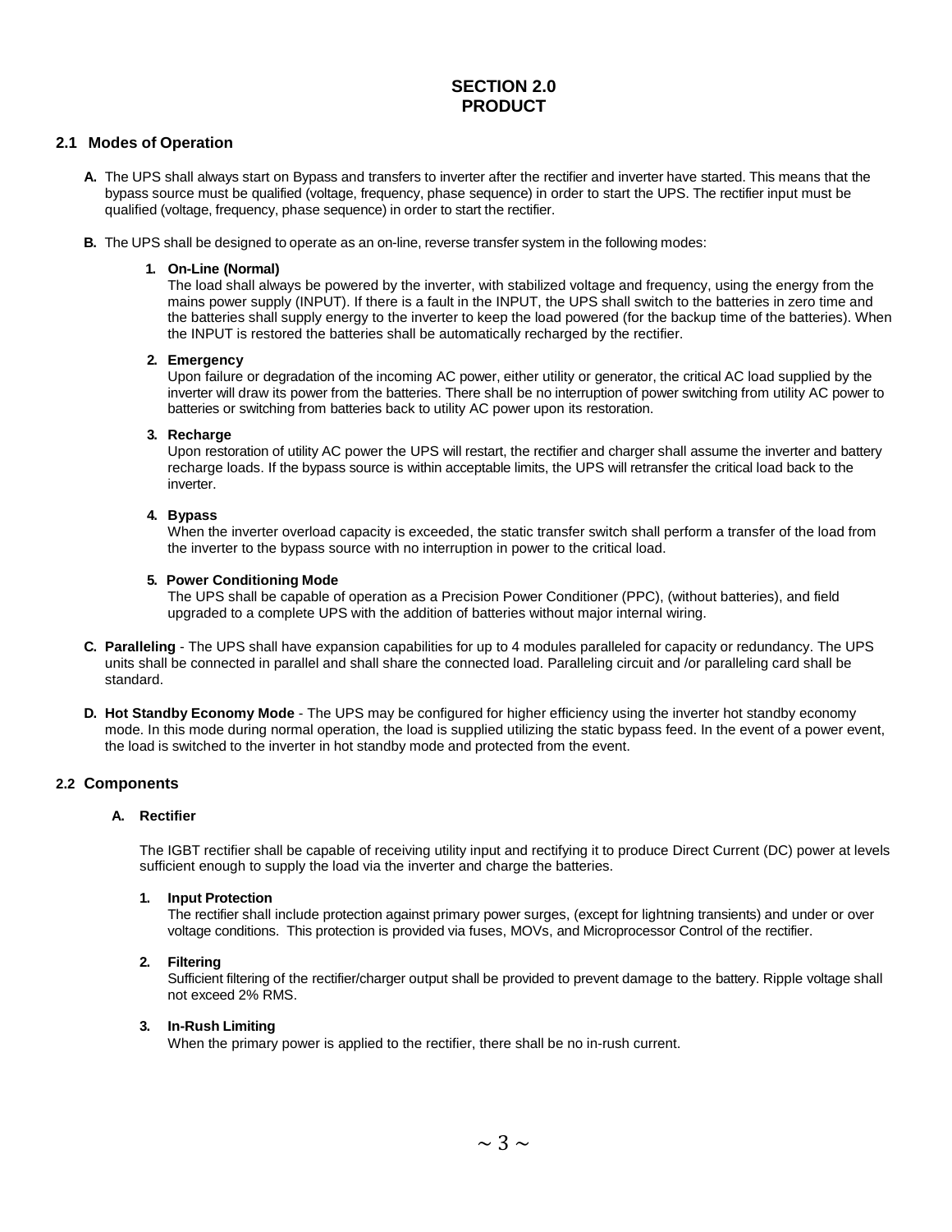# SECTION 2.0
# PRODUCT

## 2.1 Modes of Operation

**A.** The UPS shall always start on Bypass and transfers to inverter after the rectifier and inverter have started. This means that the bypass source must be qualified (voltage, frequency, phase sequence) in order to start the UPS. The rectifier input must be qualified (voltage, frequency, phase sequence) in order to start the rectifier.

**B.** The UPS shall be designed to operate as an on-line, reverse transfer system in the following modes:

1. **On-Line (Normal)**
   The load shall always be powered by the inverter, with stabilized voltage and frequency, using the energy from the mains power supply (INPUT). If there is a fault in the INPUT, the UPS shall switch to the batteries in zero time and the batteries shall supply energy to the inverter to keep the load powered (for the backup time of the batteries). When the INPUT is restored the batteries shall be automatically recharged by the rectifier.

2. **Emergency**
   Upon failure or degradation of the incoming AC power, either utility or generator, the critical AC load supplied by the inverter will draw its power from the batteries. There shall be no interruption of power switching from utility AC power to batteries or switching from batteries back to utility AC power upon its restoration.

3. **Recharge**
   Upon restoration of utility AC power the UPS will restart, the rectifier and charger shall assume the inverter and battery recharge loads. If the bypass source is within acceptable limits, the UPS will retransfer the critical load back to the inverter.

4. **Bypass**
   When the inverter overload capacity is exceeded, the static transfer switch shall perform a transfer of the load from the inverter to the bypass source with no interruption in power to the critical load.

5. **Power Conditioning Mode**
   The UPS shall be capable of operation as a Precision Power Conditioner (PPC), (without batteries), and field upgraded to a complete UPS with the addition of batteries without major internal wiring.

**C. Paralleling** - The UPS shall have expansion capabilities for up to 4 modules paralleled for capacity or redundancy. The UPS units shall be connected in parallel and shall share the connected load. Paralleling circuit and /or paralleling card shall be standard.

**D. Hot Standby Economy Mode** - The UPS may be configured for higher efficiency using the inverter hot standby economy mode. In this mode during normal operation, the load is supplied utilizing the static bypass feed. In the event of a power event, the load is switched to the inverter in hot standby mode and protected from the event.

## 2.2 Components

### A. Rectifier

The IGBT rectifier shall be capable of receiving utility input and rectifying it to produce Direct Current (DC) power at levels sufficient enough to supply the load via the inverter and charge the batteries.

1. **Input Protection**
   The rectifier shall include protection against primary power surges, (except for lightning transients) and under or over voltage conditions. This protection is provided via fuses, MOVs, and Microprocessor Control of the rectifier.

2. **Filtering**
   Sufficient filtering of the rectifier/charger output shall be provided to prevent damage to the battery. Ripple voltage shall not exceed 2% RMS.

3. **In-Rush Limiting**
   When the primary power is applied to the rectifier, there shall be no in-rush current.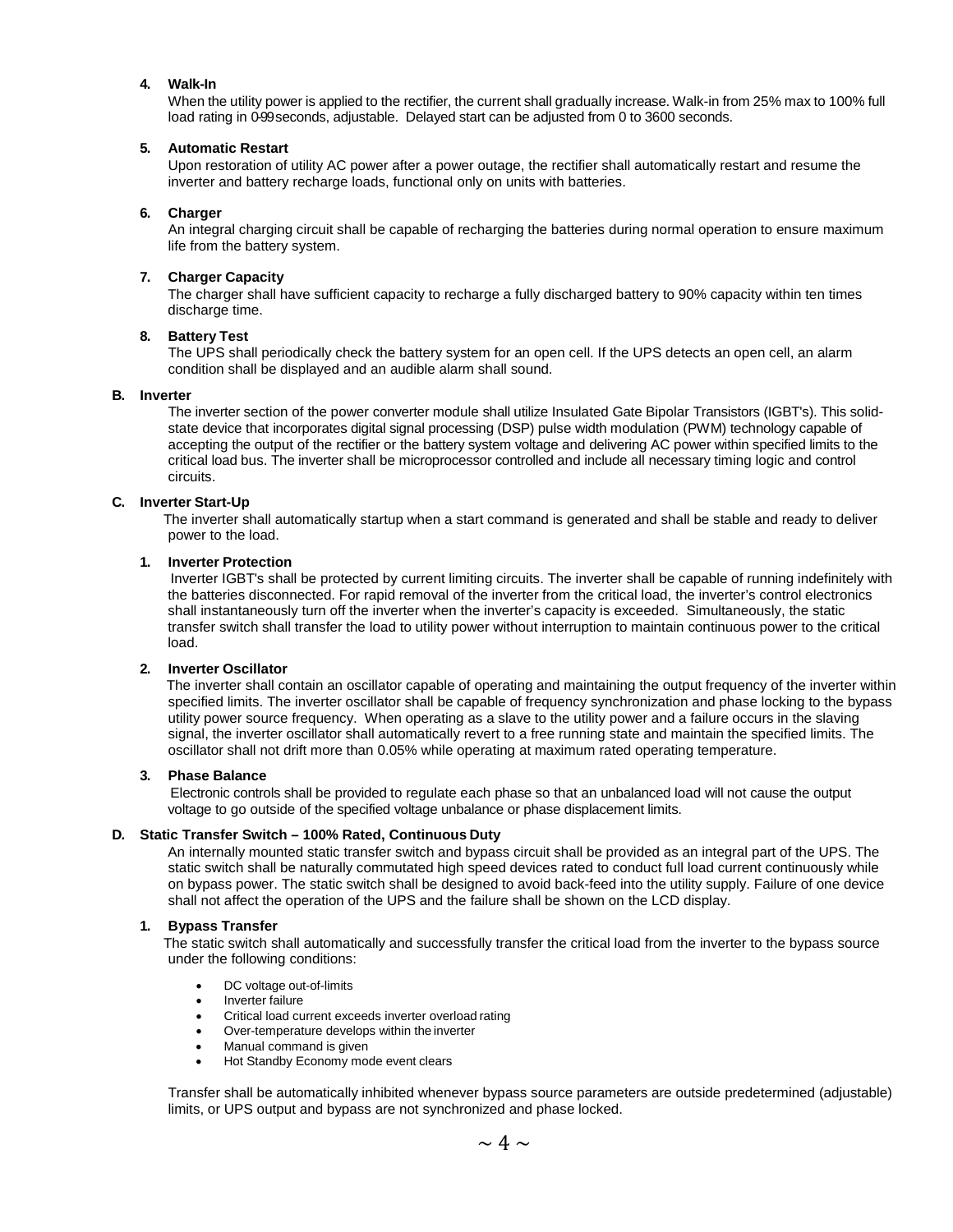#### 4. Walk-In

When the utility power is applied to the rectifier, the current shall gradually increase. Walk-in from 25% max to 100% full load rating in 0-99 seconds, adjustable. Delayed start can be adjusted from 0 to 3600 seconds.

#### 5. Automatic Restart

Upon restoration of utility AC power after a power outage, the rectifier shall automatically restart and resume the inverter and battery recharge loads, functional only on units with batteries.

#### 6. Charger

An integral charging circuit shall be capable of recharging the batteries during normal operation to ensure maximum life from the battery system.

#### 7. Charger Capacity

The charger shall have sufficient capacity to recharge a fully discharged battery to 90% capacity within ten times discharge time.

#### 8. Battery Test

The UPS shall periodically check the battery system for an open cell. If the UPS detects an open cell, an alarm condition shall be displayed and an audible alarm shall sound.

### B. Inverter

The inverter section of the power converter module shall utilize Insulated Gate Bipolar Transistors (IGBT's). This solid-state device that incorporates digital signal processing (DSP) pulse width modulation (PWM) technology capable of accepting the output of the rectifier or the battery system voltage and delivering AC power within specified limits to the critical load bus. The inverter shall be microprocessor controlled and include all necessary timing logic and control circuits.

### C. Inverter Start-Up

The inverter shall automatically startup when a start command is generated and shall be stable and ready to deliver power to the load.

#### 1. Inverter Protection

Inverter IGBT's shall be protected by current limiting circuits. The inverter shall be capable of running indefinitely with the batteries disconnected. For rapid removal of the inverter from the critical load, the inverter's control electronics shall instantaneously turn off the inverter when the inverter's capacity is exceeded. Simultaneously, the static transfer switch shall transfer the load to utility power without interruption to maintain continuous power to the critical load.

#### 2. Inverter Oscillator

The inverter shall contain an oscillator capable of operating and maintaining the output frequency of the inverter within specified limits. The inverter oscillator shall be capable of frequency synchronization and phase locking to the bypass utility power source frequency. When operating as a slave to the utility power and a failure occurs in the slaving signal, the inverter oscillator shall automatically revert to a free running state and maintain the specified limits. The oscillator shall not drift more than 0.05% while operating at maximum rated operating temperature.

#### 3. Phase Balance

Electronic controls shall be provided to regulate each phase so that an unbalanced load will not cause the output voltage to go outside of the specified voltage unbalance or phase displacement limits.

### D. Static Transfer Switch – 100% Rated, Continuous Duty

An internally mounted static transfer switch and bypass circuit shall be provided as an integral part of the UPS. The static switch shall be naturally commutated high speed devices rated to conduct full load current continuously while on bypass power. The static switch shall be designed to avoid back-feed into the utility supply. Failure of one device shall not affect the operation of the UPS and the failure shall be shown on the LCD display.

#### 1. Bypass Transfer

The static switch shall automatically and successfully transfer the critical load from the inverter to the bypass source under the following conditions:

- DC voltage out-of-limits
- Inverter failure
- Critical load current exceeds inverter overload rating
- Over-temperature develops within the inverter
- Manual command is given
- Hot Standby Economy mode event clears

Transfer shall be automatically inhibited whenever bypass source parameters are outside predetermined (adjustable) limits, or UPS output and bypass are not synchronized and phase locked.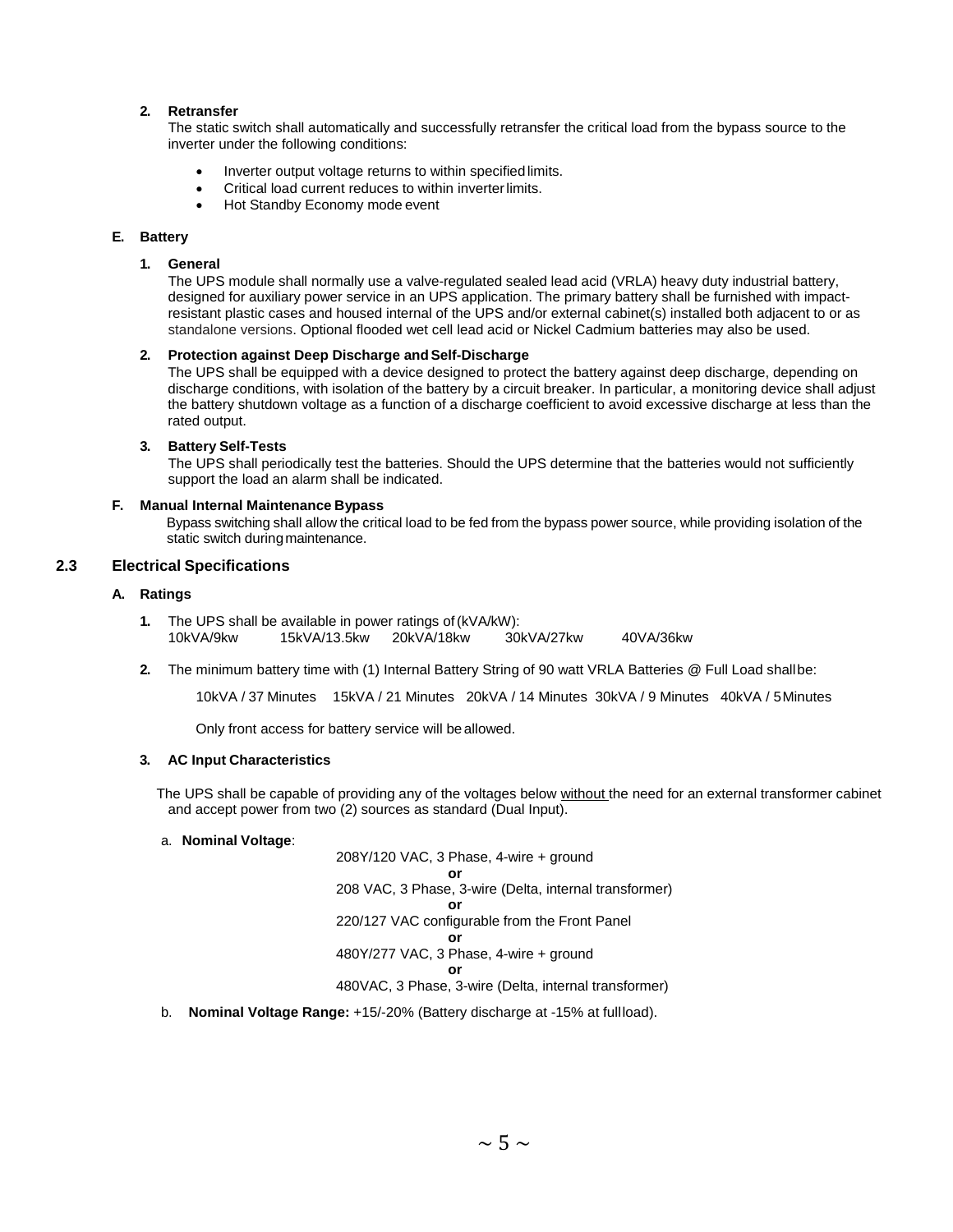**2. Retransfer**

The static switch shall automatically and successfully retransfer the critical load from the bypass source to the inverter under the following conditions:

- Inverter output voltage returns to within specified limits.
- Critical load current reduces to within inverter limits.
- Hot Standby Economy mode event

**E. Battery**

**1. General**

The UPS module shall normally use a valve-regulated sealed lead acid (VRLA) heavy duty industrial battery, designed for auxiliary power service in an UPS application. The primary battery shall be furnished with impact-resistant plastic cases and housed internal of the UPS and/or external cabinet(s) installed both adjacent to or as standalone versions. Optional flooded wet cell lead acid or Nickel Cadmium batteries may also be used.

**2. Protection against Deep Discharge and Self-Discharge**

The UPS shall be equipped with a device designed to protect the battery against deep discharge, depending on discharge conditions, with isolation of the battery by a circuit breaker. In particular, a monitoring device shall adjust the battery shutdown voltage as a function of a discharge coefficient to avoid excessive discharge at less than the rated output.

**3. Battery Self-Tests**

The UPS shall periodically test the batteries. Should the UPS determine that the batteries would not sufficiently support the load an alarm shall be indicated.

**F. Manual Internal Maintenance Bypass**

Bypass switching shall allow the critical load to be fed from the bypass power source, while providing isolation of the static switch during maintenance.

## 2.3 Electrical Specifications

**A. Ratings**

1. The UPS shall be available in power ratings of (kVA/kW):
   10kVA/9kw   15kVA/13.5kw   20kVA/18kw   30kVA/27kw   40VA/36kw

2. The minimum battery time with (1) Internal Battery String of 90 watt VRLA Batteries @ Full Load shall be:

   10kVA / 37 Minutes   15kVA / 21 Minutes   20kVA / 14 Minutes   30kVA / 9 Minutes   40kVA / 5 Minutes

   Only front access for battery service will be allowed.

**3. AC Input Characteristics**

The UPS shall be capable of providing any of the voltages below without the need for an external transformer cabinet and accept power from two (2) sources as standard (Dual Input).

a. **Nominal Voltage**:

208Y/120 VAC, 3 Phase, 4-wire + ground
**or**
208 VAC, 3 Phase, 3-wire (Delta, internal transformer)
**or**
220/127 VAC configurable from the Front Panel
**or**
480Y/277 VAC, 3 Phase, 4-wire + ground
**or**
480VAC, 3 Phase, 3-wire (Delta, internal transformer)

b. **Nominal Voltage Range:** +15/-20% (Battery discharge at -15% at full load).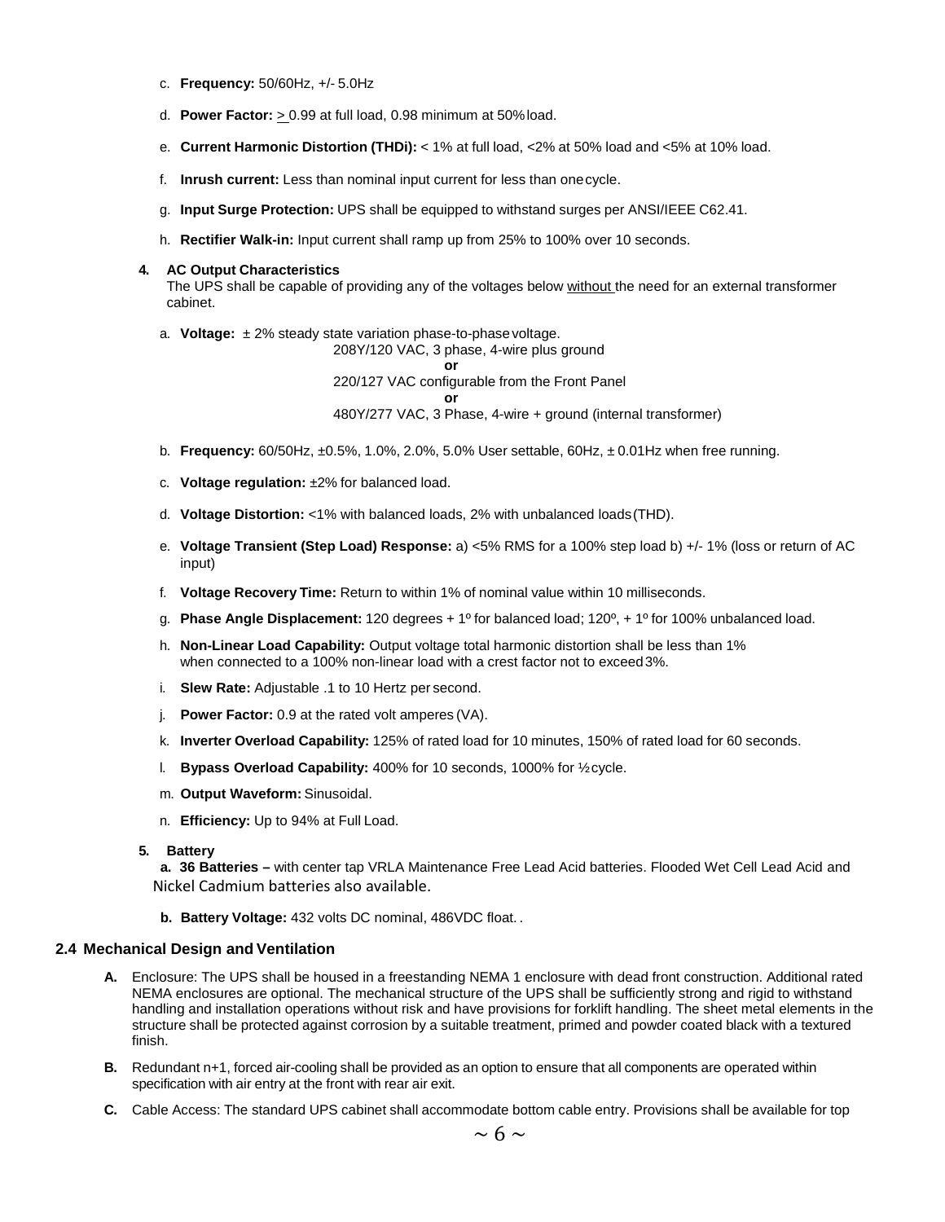c. **Frequency:** 50/60Hz, +/- 5.0Hz

d. **Power Factor:** > 0.99 at full load, 0.98 minimum at 50% load.

e. **Current Harmonic Distortion (THDi):** < 1% at full load, <2% at 50% load and <5% at 10% load.

f. **Inrush current:** Less than nominal input current for less than one cycle.

g. **Input Surge Protection:** UPS shall be equipped to withstand surges per ANSI/IEEE C62.41.

h. **Rectifier Walk-in:** Input current shall ramp up from 25% to 100% over 10 seconds.

**4. AC Output Characteristics**

The UPS shall be capable of providing any of the voltages below without the need for an external transformer cabinet.

a. **Voltage:** ± 2% steady state variation phase-to-phase voltage.
208Y/120 VAC, 3 phase, 4-wire plus ground
**or**
220/127 VAC configurable from the Front Panel
**or**
480Y/277 VAC, 3 Phase, 4-wire + ground (internal transformer)

b. **Frequency:** 60/50Hz, ±0.5%, 1.0%, 2.0%, 5.0% User settable, 60Hz, ± 0.01Hz when free running.

c. **Voltage regulation:** ±2% for balanced load.

d. **Voltage Distortion:** <1% with balanced loads, 2% with unbalanced loads (THD).

e. **Voltage Transient (Step Load) Response:** a) <5% RMS for a 100% step load b) +/- 1% (loss or return of AC input)

f. **Voltage Recovery Time:** Return to within 1% of nominal value within 10 milliseconds.

g. **Phase Angle Displacement:** 120 degrees + 1º for balanced load; 120º, + 1º for 100% unbalanced load.

h. **Non-Linear Load Capability:** Output voltage total harmonic distortion shall be less than 1% when connected to a 100% non-linear load with a crest factor not to exceed 3%.

i. **Slew Rate:** Adjustable .1 to 10 Hertz per second.

j. **Power Factor:** 0.9 at the rated volt amperes (VA).

k. **Inverter Overload Capability:** 125% of rated load for 10 minutes, 150% of rated load for 60 seconds.

l. **Bypass Overload Capability:** 400% for 10 seconds, 1000% for ½ cycle.

m. **Output Waveform:** Sinusoidal.

n. **Efficiency:** Up to 94% at Full Load.

**5. Battery**

**a. 36 Batteries –** with center tap VRLA Maintenance Free Lead Acid batteries. Flooded Wet Cell Lead Acid and Nickel Cadmium batteries also available.

**b. Battery Voltage:** 432 volts DC nominal, 486VDC float. .

## 2.4 Mechanical Design and Ventilation

**A.** Enclosure: The UPS shall be housed in a freestanding NEMA 1 enclosure with dead front construction. Additional rated NEMA enclosures are optional. The mechanical structure of the UPS shall be sufficiently strong and rigid to withstand handling and installation operations without risk and have provisions for forklift handling. The sheet metal elements in the structure shall be protected against corrosion by a suitable treatment, primed and powder coated black with a textured finish.

**B.** Redundant n+1, forced air-cooling shall be provided as an option to ensure that all components are operated within specification with air entry at the front with rear air exit.

**C.** Cable Access: The standard UPS cabinet shall accommodate bottom cable entry. Provisions shall be available for top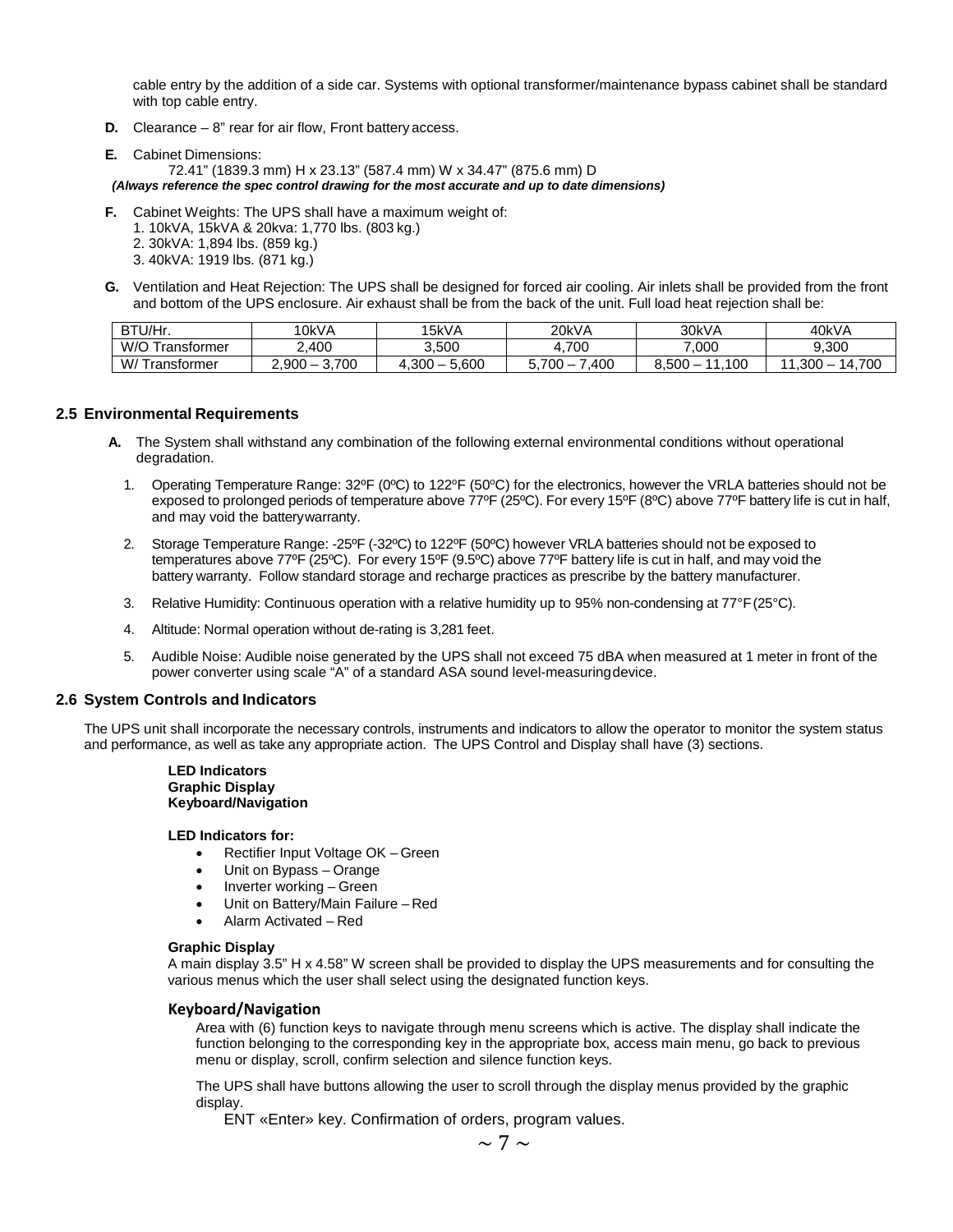cable entry by the addition of a side car. Systems with optional transformer/maintenance bypass cabinet shall be standard with top cable entry.

**D.** Clearance – 8" rear for air flow, Front battery access.

**E.** Cabinet Dimensions:

72.41" (1839.3 mm) H x 23.13" (587.4 mm) W x 34.47" (875.6 mm) D

***(Always reference the spec control drawing for the most accurate and up to date dimensions)***

**F.** Cabinet Weights: The UPS shall have a maximum weight of:

1. 10kVA, 15kVA & 20kva: 1,770 lbs. (803 kg.)
2. 30kVA: 1,894 lbs. (859 kg.)
3. 40kVA: 1919 lbs. (871 kg.)

**G.** Ventilation and Heat Rejection: The UPS shall be designed for forced air cooling. Air inlets shall be provided from the front and bottom of the UPS enclosure. Air exhaust shall be from the back of the unit. Full load heat rejection shall be:

| BTU/Hr. | 10kVA | 15kVA | 20kVA | 30kVA | 40kVA |
|---|---|---|---|---|---|
| W/O Transformer | 2,400 | 3,500 | 4,700 | 7,000 | 9,300 |
| W/ Transformer | 2,900 – 3,700 | 4,300 – 5,600 | 5,700 – 7,400 | 8,500 – 11,100 | 11,300 – 14,700 |

## 2.5 Environmental Requirements

**A.** The System shall withstand any combination of the following external environmental conditions without operational degradation.

1. Operating Temperature Range: 32ºF (0ºC) to 122ºF (50ºC) for the electronics, however the VRLA batteries should not be exposed to prolonged periods of temperature above 77ºF (25ºC). For every 15ºF (8ºC) above 77ºF battery life is cut in half, and may void the battery warranty.
2. Storage Temperature Range: -25ºF (-32ºC) to 122ºF (50ºC) however VRLA batteries should not be exposed to temperatures above 77ºF (25ºC). For every 15ºF (9.5ºC) above 77ºF battery life is cut in half, and may void the battery warranty. Follow standard storage and recharge practices as prescribe by the battery manufacturer.
3. Relative Humidity: Continuous operation with a relative humidity up to 95% non-condensing at 77°F (25°C).
4. Altitude: Normal operation without de-rating is 3,281 feet.
5. Audible Noise: Audible noise generated by the UPS shall not exceed 75 dBA when measured at 1 meter in front of the power converter using scale "A" of a standard ASA sound level-measuring device.

## 2.6 System Controls and Indicators

The UPS unit shall incorporate the necessary controls, instruments and indicators to allow the operator to monitor the system status and performance, as well as take any appropriate action. The UPS Control and Display shall have (3) sections.

**LED Indicators**
**Graphic Display**
**Keyboard/Navigation**

**LED Indicators for:**

- Rectifier Input Voltage OK – Green
- Unit on Bypass – Orange
- Inverter working – Green
- Unit on Battery/Main Failure – Red
- Alarm Activated – Red

**Graphic Display**

A main display 3.5" H x 4.58" W screen shall be provided to display the UPS measurements and for consulting the various menus which the user shall select using the designated function keys.

**Keyboard/Navigation**

Area with (6) function keys to navigate through menu screens which is active. The display shall indicate the function belonging to the corresponding key in the appropriate box, access main menu, go back to previous menu or display, scroll, confirm selection and silence function keys.

The UPS shall have buttons allowing the user to scroll through the display menus provided by the graphic display.

ENT «Enter» key. Confirmation of orders, program values.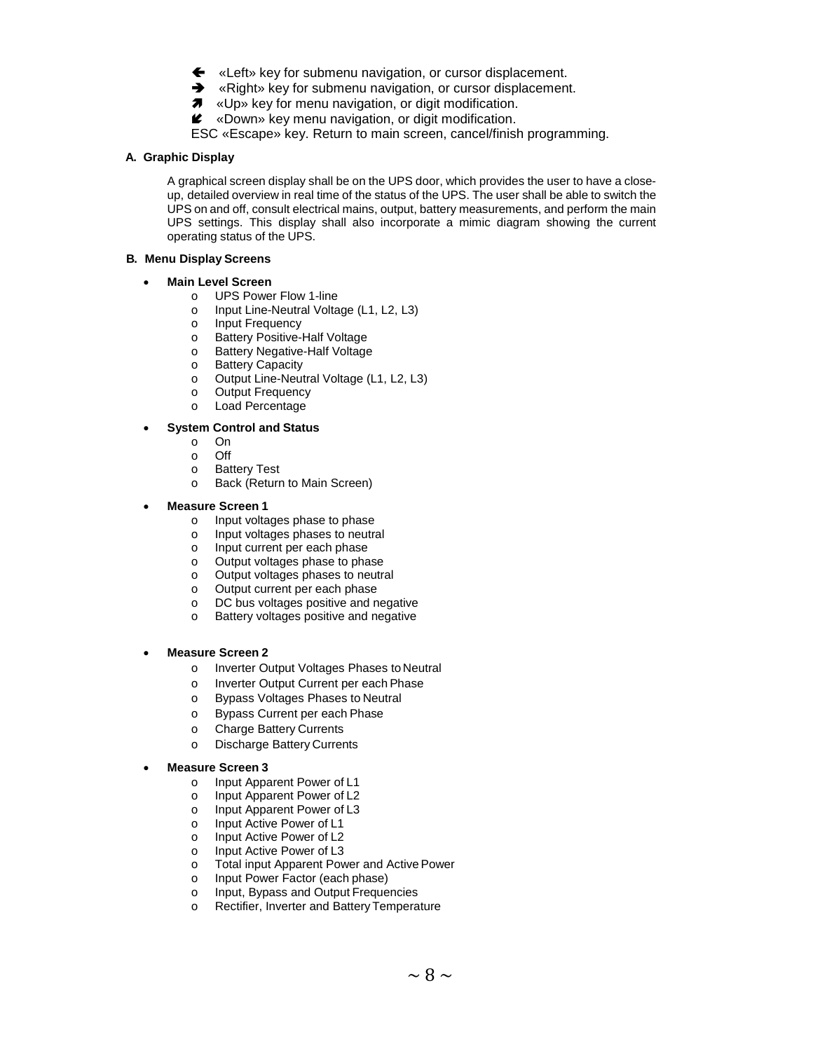- ← «Left» key for submenu navigation, or cursor displacement.
- → «Right» key for submenu navigation, or cursor displacement.
- ↗ «Up» key for menu navigation, or digit modification.
- ↙ «Down» key menu navigation, or digit modification.

ESC «Escape» key. Return to main screen, cancel/finish programming.

**A. Graphic Display**

A graphical screen display shall be on the UPS door, which provides the user to have a close-up, detailed overview in real time of the status of the UPS. The user shall be able to switch the UPS on and off, consult electrical mains, output, battery measurements, and perform the main UPS settings. This display shall also incorporate a mimic diagram showing the current operating status of the UPS.

**B. Menu Display Screens**

- **Main Level Screen**
  - UPS Power Flow 1-line
  - Input Line-Neutral Voltage (L1, L2, L3)
  - Input Frequency
  - Battery Positive-Half Voltage
  - Battery Negative-Half Voltage
  - Battery Capacity
  - Output Line-Neutral Voltage (L1, L2, L3)
  - Output Frequency
  - Load Percentage
- **System Control and Status**
  - On
  - Off
  - Battery Test
  - Back (Return to Main Screen)
- **Measure Screen 1**
  - Input voltages phase to phase
  - Input voltages phases to neutral
  - Input current per each phase
  - Output voltages phase to phase
  - Output voltages phases to neutral
  - Output current per each phase
  - DC bus voltages positive and negative
  - Battery voltages positive and negative
- **Measure Screen 2**
  - Inverter Output Voltages Phases to Neutral
  - Inverter Output Current per each Phase
  - Bypass Voltages Phases to Neutral
  - Bypass Current per each Phase
  - Charge Battery Currents
  - Discharge Battery Currents
- **Measure Screen 3**
  - Input Apparent Power of L1
  - Input Apparent Power of L2
  - Input Apparent Power of L3
  - Input Active Power of L1
  - Input Active Power of L2
  - Input Active Power of L3
  - Total input Apparent Power and Active Power
  - Input Power Factor (each phase)
  - Input, Bypass and Output Frequencies
  - Rectifier, Inverter and Battery Temperature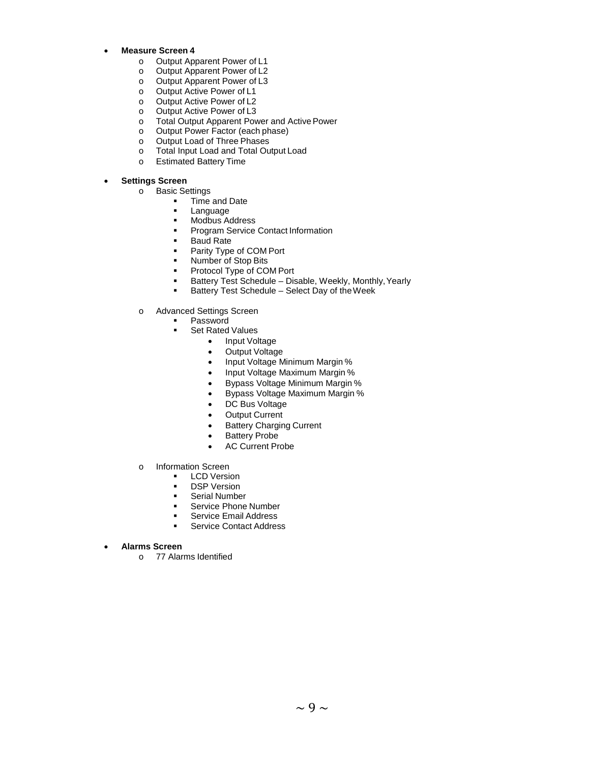- **Measure Screen 4**
    - Output Apparent Power of L1
    - Output Apparent Power of L2
    - Output Apparent Power of L3
    - Output Active Power of L1
    - Output Active Power of L2
    - Output Active Power of L3
    - Total Output Apparent Power and Active Power
    - Output Power Factor (each phase)
    - Output Load of Three Phases
    - Total Input Load and Total Output Load
    - Estimated Battery Time

- **Settings Screen**
    - Basic Settings
        - Time and Date
        - Language
        - Modbus Address
        - Program Service Contact Information
        - Baud Rate
        - Parity Type of COM Port
        - Number of Stop Bits
        - Protocol Type of COM Port
        - Battery Test Schedule – Disable, Weekly, Monthly, Yearly
        - Battery Test Schedule – Select Day of the Week

    - Advanced Settings Screen
        - Password
        - Set Rated Values
            - Input Voltage
            - Output Voltage
            - Input Voltage Minimum Margin %
            - Input Voltage Maximum Margin %
            - Bypass Voltage Minimum Margin %
            - Bypass Voltage Maximum Margin %
            - DC Bus Voltage
            - Output Current
            - Battery Charging Current
            - Battery Probe
            - AC Current Probe

    - Information Screen
        - LCD Version
        - DSP Version
        - Serial Number
        - Service Phone Number
        - Service Email Address
        - Service Contact Address

- **Alarms Screen**
    - 77 Alarms Identified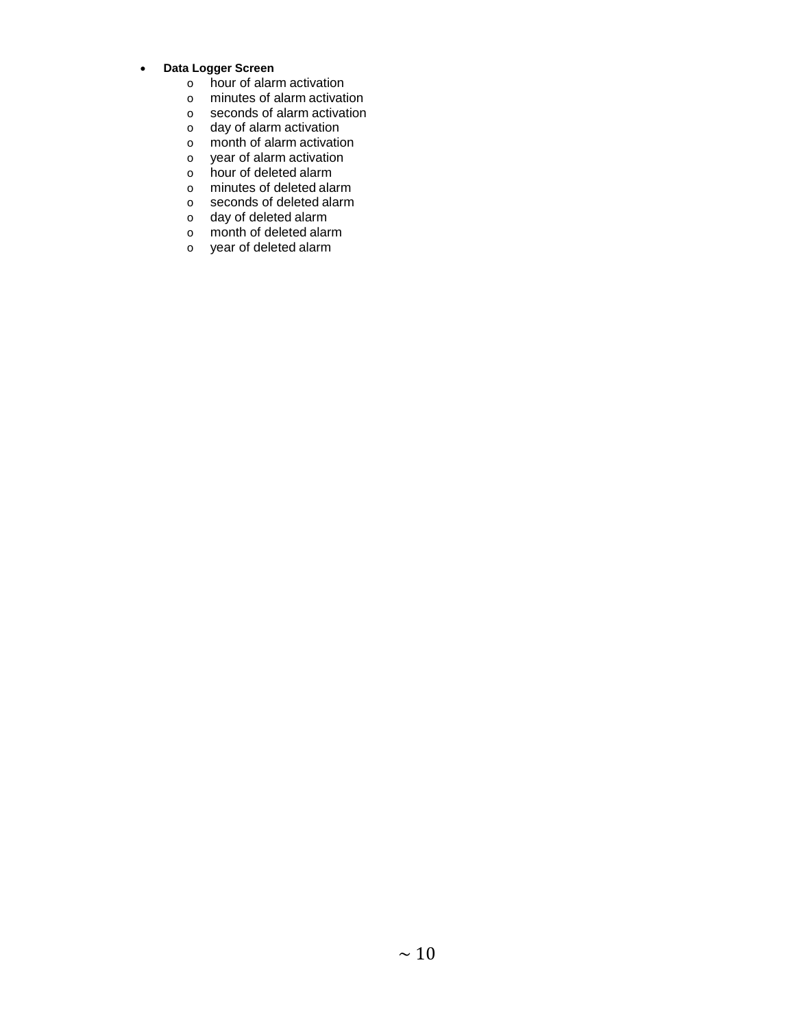- **Data Logger Screen**
  - hour of alarm activation
  - minutes of alarm activation
  - seconds of alarm activation
  - day of alarm activation
  - month of alarm activation
  - year of alarm activation
  - hour of deleted alarm
  - minutes of deleted alarm
  - seconds of deleted alarm
  - day of deleted alarm
  - month of deleted alarm
  - year of deleted alarm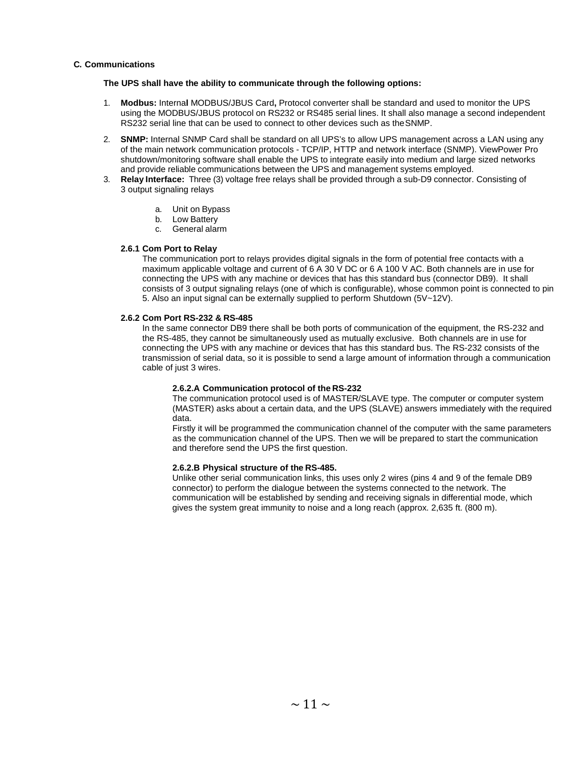## C. Communications

**The UPS shall have the ability to communicate through the following options:**

1. **Modbus:** Internal MODBUS/JBUS Card, Protocol converter shall be standard and used to monitor the UPS using the MODBUS/JBUS protocol on RS232 or RS485 serial lines. It shall also manage a second independent RS232 serial line that can be used to connect to other devices such as the SNMP.
2. **SNMP:** Internal SNMP Card shall be standard on all UPS's to allow UPS management across a LAN using any of the main network communication protocols - TCP/IP, HTTP and network interface (SNMP). ViewPower Pro shutdown/monitoring software shall enable the UPS to integrate easily into medium and large sized networks and provide reliable communications between the UPS and management systems employed.
3. **Relay Interface:** Three (3) voltage free relays shall be provided through a sub-D9 connector. Consisting of 3 output signaling relays
   a. Unit on Bypass
   b. Low Battery
   c. General alarm

### 2.6.1 Com Port to Relay

The communication port to relays provides digital signals in the form of potential free contacts with a maximum applicable voltage and current of 6 A 30 V DC or 6 A 100 V AC. Both channels are in use for connecting the UPS with any machine or devices that has this standard bus (connector DB9). It shall consists of 3 output signaling relays (one of which is configurable), whose common point is connected to pin 5. Also an input signal can be externally supplied to perform Shutdown (5V~12V).

### 2.6.2 Com Port RS-232 & RS-485

In the same connector DB9 there shall be both ports of communication of the equipment, the RS-232 and the RS-485, they cannot be simultaneously used as mutually exclusive. Both channels are in use for connecting the UPS with any machine or devices that has this standard bus. The RS-232 consists of the transmission of serial data, so it is possible to send a large amount of information through a communication cable of just 3 wires.

#### 2.6.2.A Communication protocol of the RS-232

The communication protocol used is of MASTER/SLAVE type. The computer or computer system (MASTER) asks about a certain data, and the UPS (SLAVE) answers immediately with the required data.

Firstly it will be programmed the communication channel of the computer with the same parameters as the communication channel of the UPS. Then we will be prepared to start the communication and therefore send the UPS the first question.

#### 2.6.2.B Physical structure of the RS-485.

Unlike other serial communication links, this uses only 2 wires (pins 4 and 9 of the female DB9 connector) to perform the dialogue between the systems connected to the network. The communication will be established by sending and receiving signals in differential mode, which gives the system great immunity to noise and a long reach (approx. 2,635 ft. (800 m).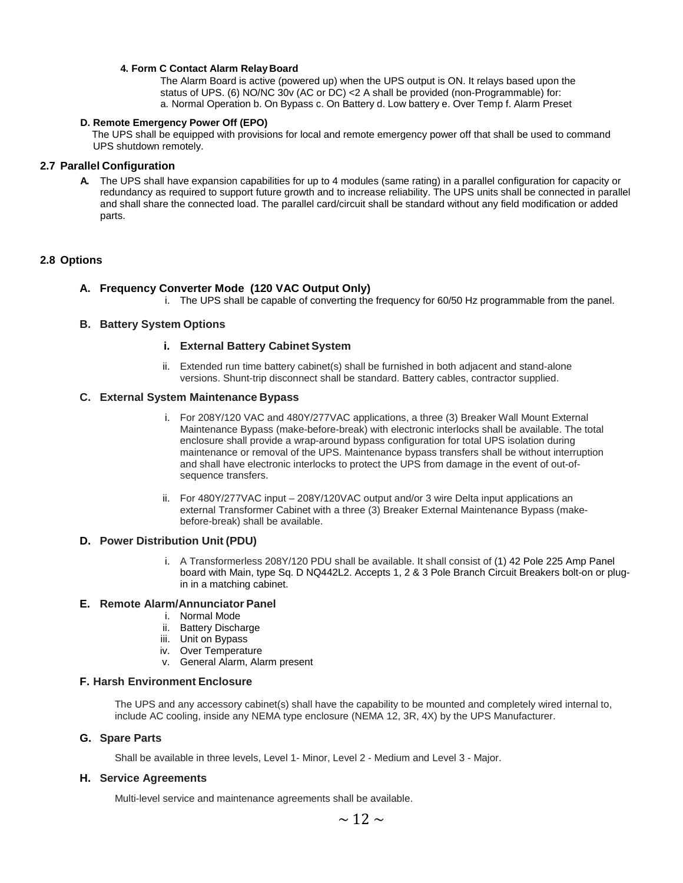#### 4. Form C Contact Alarm Relay Board

The Alarm Board is active (powered up) when the UPS output is ON. It relays based upon the status of UPS. (6) NO/NC 30v (AC or DC) <2 A shall be provided (non-Programmable) for:
a. Normal Operation b. On Bypass c. On Battery d. Low battery e. Over Temp f. Alarm Preset

#### D. Remote Emergency Power Off (EPO)

The UPS shall be equipped with provisions for local and remote emergency power off that shall be used to command UPS shutdown remotely.

## 2.7 Parallel Configuration

**A.** The UPS shall have expansion capabilities for up to 4 modules (same rating) in a parallel configuration for capacity or redundancy as required to support future growth and to increase reliability. The UPS units shall be connected in parallel and shall share the connected load. The parallel card/circuit shall be standard without any field modification or added parts.

## 2.8 Options

### A. Frequency Converter Mode (120 VAC Output Only)

i. The UPS shall be capable of converting the frequency for 60/50 Hz programmable from the panel.

### B. Battery System Options

#### i. External Battery Cabinet System

ii. Extended run time battery cabinet(s) shall be furnished in both adjacent and stand-alone versions. Shunt-trip disconnect shall be standard. Battery cables, contractor supplied.

### C. External System Maintenance Bypass

i. For 208Y/120 VAC and 480Y/277VAC applications, a three (3) Breaker Wall Mount External Maintenance Bypass (make-before-break) with electronic interlocks shall be available. The total enclosure shall provide a wrap-around bypass configuration for total UPS isolation during maintenance or removal of the UPS. Maintenance bypass transfers shall be without interruption and shall have electronic interlocks to protect the UPS from damage in the event of out-of-sequence transfers.

ii. For 480Y/277VAC input – 208Y/120VAC output and/or 3 wire Delta input applications an external Transformer Cabinet with a three (3) Breaker External Maintenance Bypass (make-before-break) shall be available.

### D. Power Distribution Unit (PDU)

i. A Transformerless 208Y/120 PDU shall be available. It shall consist of (1) 42 Pole 225 Amp Panel board with Main, type Sq. D NQ442L2. Accepts 1, 2 & 3 Pole Branch Circuit Breakers bolt-on or plug-in in a matching cabinet.

### E. Remote Alarm/Annunciator Panel

i. Normal Mode
ii. Battery Discharge
iii. Unit on Bypass
iv. Over Temperature
v. General Alarm, Alarm present

### F. Harsh Environment Enclosure

The UPS and any accessory cabinet(s) shall have the capability to be mounted and completely wired internal to, include AC cooling, inside any NEMA type enclosure (NEMA 12, 3R, 4X) by the UPS Manufacturer.

### G. Spare Parts

Shall be available in three levels, Level 1- Minor, Level 2 - Medium and Level 3 - Major.

### H. Service Agreements

Multi-level service and maintenance agreements shall be available.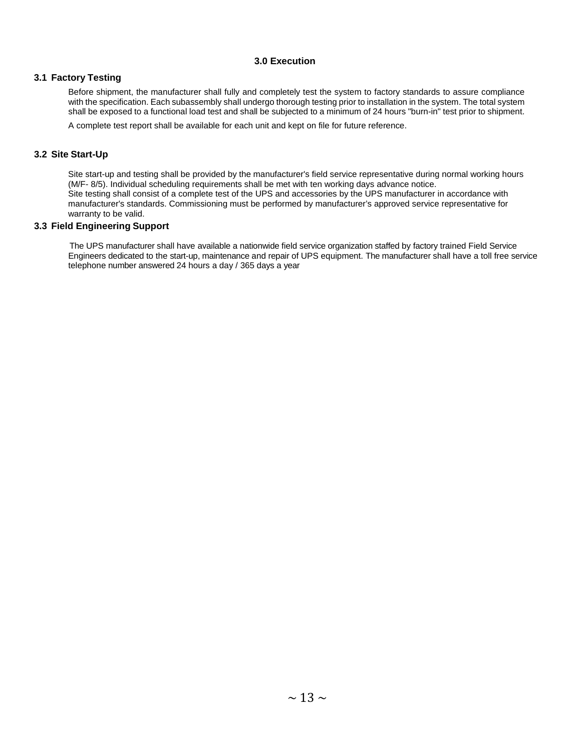# 3.0 Execution

## 3.1 Factory Testing

Before shipment, the manufacturer shall fully and completely test the system to factory standards to assure compliance with the specification. Each subassembly shall undergo thorough testing prior to installation in the system. The total system shall be exposed to a functional load test and shall be subjected to a minimum of 24 hours "burn-in" test prior to shipment.

A complete test report shall be available for each unit and kept on file for future reference.

## 3.2 Site Start-Up

Site start-up and testing shall be provided by the manufacturer's field service representative during normal working hours (M/F- 8/5). Individual scheduling requirements shall be met with ten working days advance notice.
Site testing shall consist of a complete test of the UPS and accessories by the UPS manufacturer in accordance with manufacturer's standards. Commissioning must be performed by manufacturer's approved service representative for warranty to be valid.

## 3.3 Field Engineering Support

The UPS manufacturer shall have available a nationwide field service organization staffed by factory trained Field Service Engineers dedicated to the start-up, maintenance and repair of UPS equipment. The manufacturer shall have a toll free service telephone number answered 24 hours a day / 365 days a year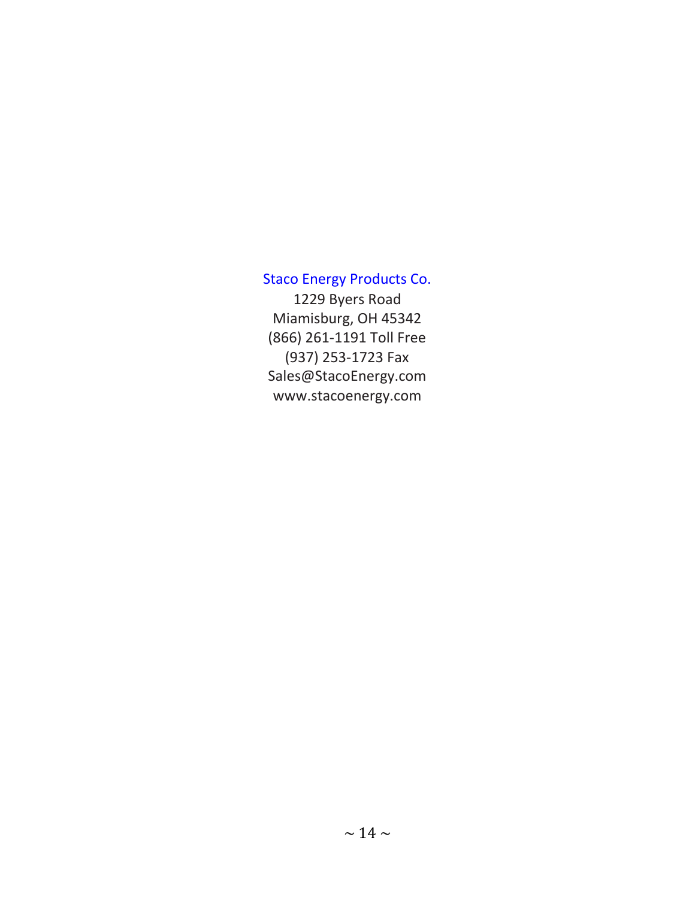Staco Energy Products Co.
1229 Byers Road
Miamisburg, OH 45342
(866) 261-1191 Toll Free
(937) 253-1723 Fax
Sales@StacoEnergy.com
www.stacoenergy.com